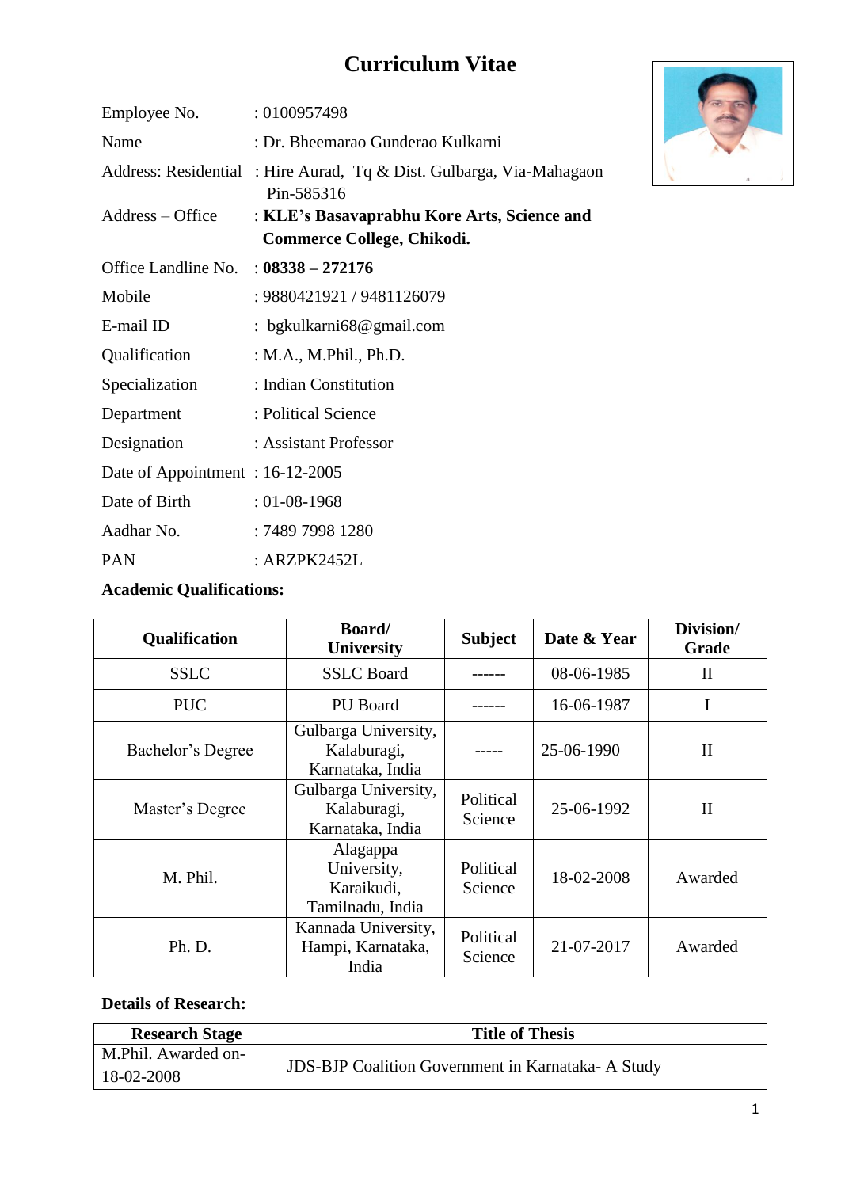# Curriculum Vitae

| | |
|---|---|
| Employee No. | : 0100957498 |
| Name | : Dr. Bheemarao Gunderao Kulkarni |
| Address: Residential | : Hire Aurad, Tq & Dist. Gulbarga, Via-Mahagaon Pin-585316 |
| Address – Office | : **KLE's Basavaprabhu Kore Arts, Science and Commerce College, Chikodi.** |
| Office Landline No. | : **08338 – 272176** |
| Mobile | : 9880421921 / 9481126079 |
| E-mail ID | : bgkulkarni68@gmail.com |
| Qualification | : M.A., M.Phil., Ph.D. |
| Specialization | : Indian Constitution |
| Department | : Political Science |
| Designation | : Assistant Professor |
| Date of Appointment | : 16-12-2005 |
| Date of Birth | : 01-08-1968 |
| Aadhar No. | : 7489 7998 1280 |
| PAN | : ARZPK2452L |

**Academic Qualifications:**

| Qualification | Board/ University | Subject | Date & Year | Division/ Grade |
|---|---|---|---|---|
| SSLC | SSLC Board | ------ | 08-06-1985 | II |
| PUC | PU Board | ------ | 16-06-1987 | I |
| Bachelor's Degree | Gulbarga University, Kalaburagi, Karnataka, India | ----- | 25-06-1990 | II |
| Master's Degree | Gulbarga University, Kalaburagi, Karnataka, India | Political Science | 25-06-1992 | II |
| M. Phil. | Alagappa University, Karaikudi, Tamilnadu, India | Political Science | 18-02-2008 | Awarded |
| Ph. D. | Kannada University, Hampi, Karnataka, India | Political Science | 21-07-2017 | Awarded |

**Details of Research:**

| Research Stage | Title of Thesis |
|---|---|
| M.Phil. Awarded on- 18-02-2008 | JDS-BJP Coalition Government in Karnataka- A Study |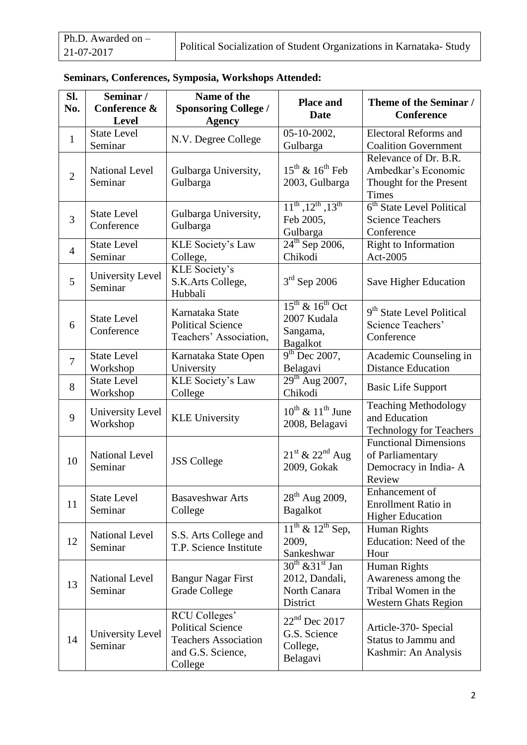| Ph.D. Awarded on – 21-07-2017 | Political Socialization of Student Organizations in Karnataka- Study |
|---|---|

**Seminars, Conferences, Symposia, Workshops Attended:**

| Sl. No. | Seminar / Conference & Level | Name of the Sponsoring College / Agency | Place and Date | Theme of the Seminar / Conference |
|---|---|---|---|---|
| 1 | State Level Seminar | N.V. Degree College | 05-10-2002, Gulbarga | Electoral Reforms and Coalition Government |
| 2 | National Level Seminar | Gulbarga University, Gulbarga | 15th & 16th Feb 2003, Gulbarga | Relevance of Dr. B.R. Ambedkar's Economic Thought for the Present Times |
| 3 | State Level Conference | Gulbarga University, Gulbarga | 11th ,12th ,13th Feb 2005, Gulbarga | 6th State Level Political Science Teachers Conference |
| 4 | State Level Seminar | KLE Society's Law College, | 24th Sep 2006, Chikodi | Right to Information Act-2005 |
| 5 | University Level Seminar | KLE Society's S.K.Arts College, Hubbali | 3rd Sep 2006 | Save Higher Education |
| 6 | State Level Conference | Karnataka State Political Science Teachers' Association, | 15th & 16th Oct 2007 Kudala Sangama, Bagalkot | 9th State Level Political Science Teachers' Conference |
| 7 | State Level Workshop | Karnataka State Open University | 9th Dec 2007, Belagavi | Academic Counseling in Distance Education |
| 8 | State Level Workshop | KLE Society's Law College | 29th Aug 2007, Chikodi | Basic Life Support |
| 9 | University Level Workshop | KLE University | 10th & 11th June 2008, Belagavi | Teaching Methodology and Education Technology for Teachers |
| 10 | National Level Seminar | JSS College | 21st & 22nd Aug 2009, Gokak | Functional Dimensions of Parliamentary Democracy in India- A Review |
| 11 | State Level Seminar | Basaveshwar Arts College | 28th Aug 2009, Bagalkot | Enhancement of Enrollment Ratio in Higher Education |
| 12 | National Level Seminar | S.S. Arts College and T.P. Science Institute | 11th & 12th Sep, 2009, Sankeshwar | Human Rights Education: Need of the Hour |
| 13 | National Level Seminar | Bangur Nagar First Grade College | 30th &31st Jan 2012, Dandali, North Canara District | Human Rights Awareness among the Tribal Women in the Western Ghats Region |
| 14 | University Level Seminar | RCU Colleges' Political Science Teachers Association and G.S. Science, College | 22nd Dec 2017 G.S. Science College, Belagavi | Article-370- Special Status to Jammu and Kashmir: An Analysis |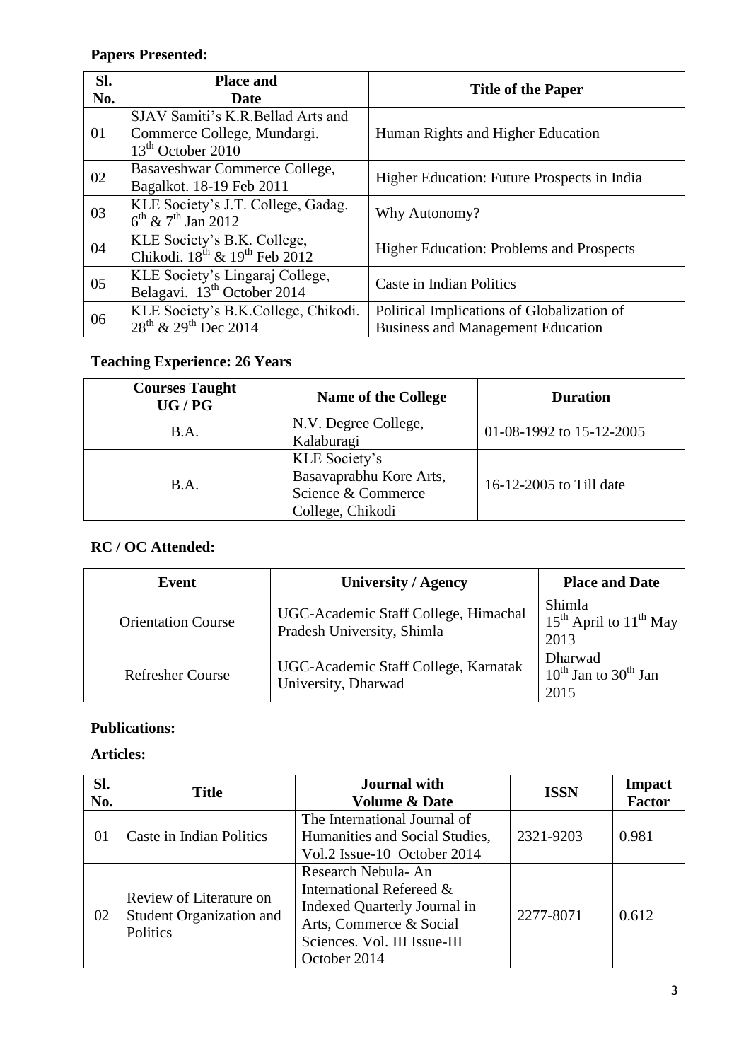**Papers Presented:**

| Sl. No. | Place and Date | Title of the Paper |
|---|---|---|
| 01 | SJAV Samiti's K.R.Bellad Arts and Commerce College, Mundargi. 13th October 2010 | Human Rights and Higher Education |
| 02 | Basaveshwar Commerce College, Bagalkot. 18-19 Feb 2011 | Higher Education: Future Prospects in India |
| 03 | KLE Society's J.T. College, Gadag. 6th & 7th Jan 2012 | Why Autonomy? |
| 04 | KLE Society's B.K. College, Chikodi. 18th & 19th Feb 2012 | Higher Education: Problems and Prospects |
| 05 | KLE Society's Lingaraj College, Belagavi. 13th October 2014 | Caste in Indian Politics |
| 06 | KLE Society's B.K.College, Chikodi. 28th & 29th Dec 2014 | Political Implications of Globalization of Business and Management Education |

**Teaching Experience: 26 Years**

| Courses Taught UG / PG | Name of the College | Duration |
|---|---|---|
| B.A. | N.V. Degree College, Kalaburagi | 01-08-1992 to 15-12-2005 |
| B.A. | KLE Society's Basavaprabhu Kore Arts, Science & Commerce College, Chikodi | 16-12-2005 to Till date |

**RC / OC Attended:**

| Event | University / Agency | Place and Date |
|---|---|---|
| Orientation Course | UGC-Academic Staff College, Himachal Pradesh University, Shimla | Shimla 15th April to 11th May 2013 |
| Refresher Course | UGC-Academic Staff College, Karnatak University, Dharwad | Dharwad 10th Jan to 30th Jan 2015 |

**Publications:**

**Articles:**

| Sl. No. | Title | Journal with Volume & Date | ISSN | Impact Factor |
|---|---|---|---|---|
| 01 | Caste in Indian Politics | The International Journal of Humanities and Social Studies, Vol.2 Issue-10 October 2014 | 2321-9203 | 0.981 |
| 02 | Review of Literature on Student Organization and Politics | Research Nebula- An International Refereed & Indexed Quarterly Journal in Arts, Commerce & Social Sciences. Vol. III Issue-III October 2014 | 2277-8071 | 0.612 |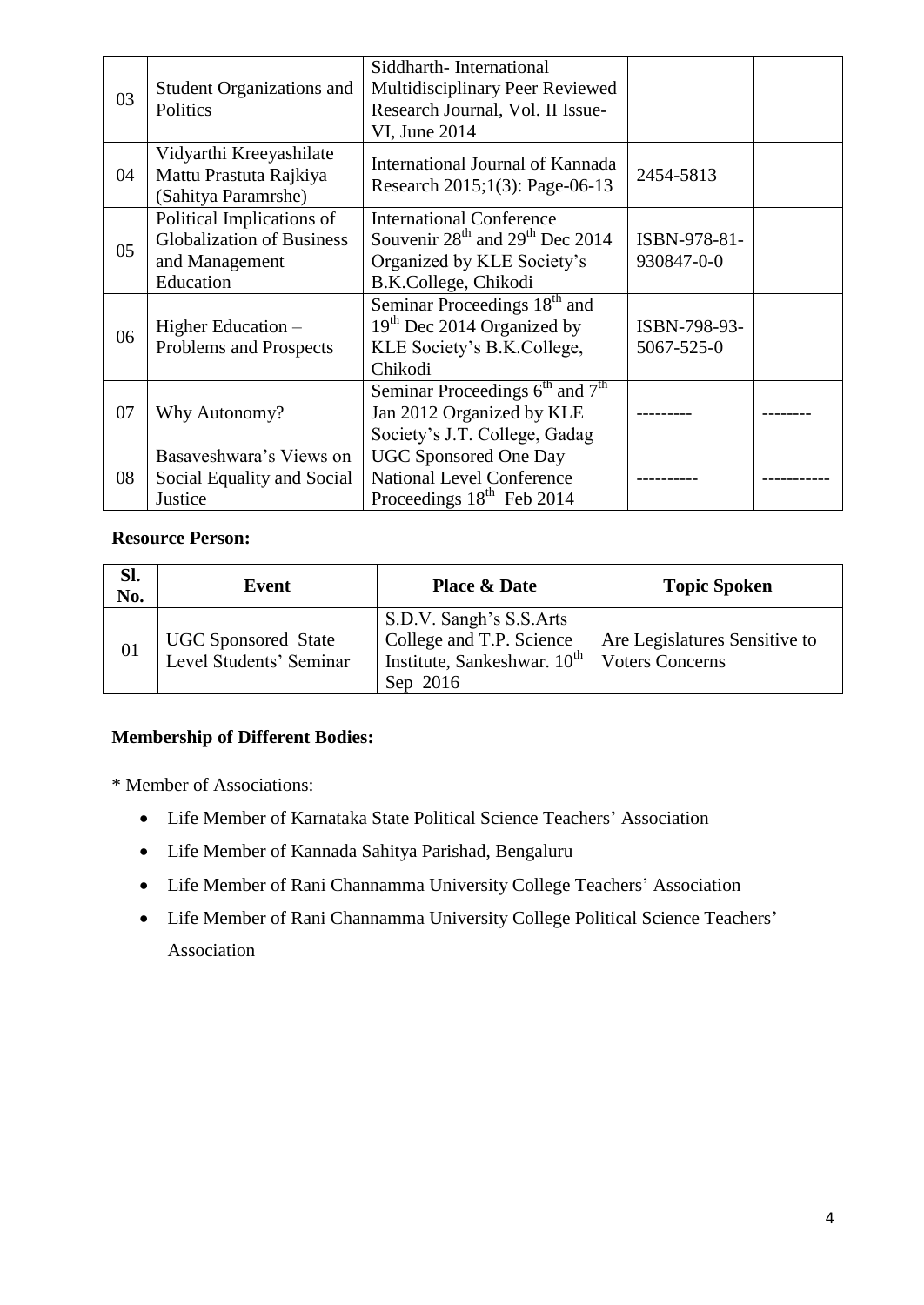| | | | | |
|---|---|---|---|---|
| 03 | Student Organizations and Politics | Siddharth- International Multidisciplinary Peer Reviewed Research Journal, Vol. II Issue-VI, June 2014 | | |
| 04 | Vidyarthi Kreeyashilate Mattu Prastuta Rajkiya (Sahitya Paramrshe) | International Journal of Kannada Research 2015;1(3): Page-06-13 | 2454-5813 | |
| 05 | Political Implications of Globalization of Business and Management Education | International Conference Souvenir 28th and 29th Dec 2014 Organized by KLE Society's B.K.College, Chikodi | ISBN-978-81-930847-0-0 | |
| 06 | Higher Education – Problems and Prospects | Seminar Proceedings 18th and 19th Dec 2014 Organized by KLE Society's B.K.College, Chikodi | ISBN-798-93-5067-525-0 | |
| 07 | Why Autonomy? | Seminar Proceedings 6th and 7th Jan 2012 Organized by KLE Society's J.T. College, Gadag | --------- | -------- |
| 08 | Basaveshwara's Views on Social Equality and Social Justice | UGC Sponsored One Day National Level Conference Proceedings 18th Feb 2014 | ---------- | ----------- |

**Resource Person:**

| Sl. No. | Event | Place & Date | Topic Spoken |
|---|---|---|---|
| 01 | UGC Sponsored State Level Students' Seminar | S.D.V. Sangh's S.S.Arts College and T.P. Science Institute, Sankeshwar. 10th Sep 2016 | Are Legislatures Sensitive to Voters Concerns |

**Membership of Different Bodies:**

* Member of Associations:

- Life Member of Karnataka State Political Science Teachers' Association
- Life Member of Kannada Sahitya Parishad, Bengaluru
- Life Member of Rani Channamma University College Teachers' Association
- Life Member of Rani Channamma University College Political Science Teachers' Association